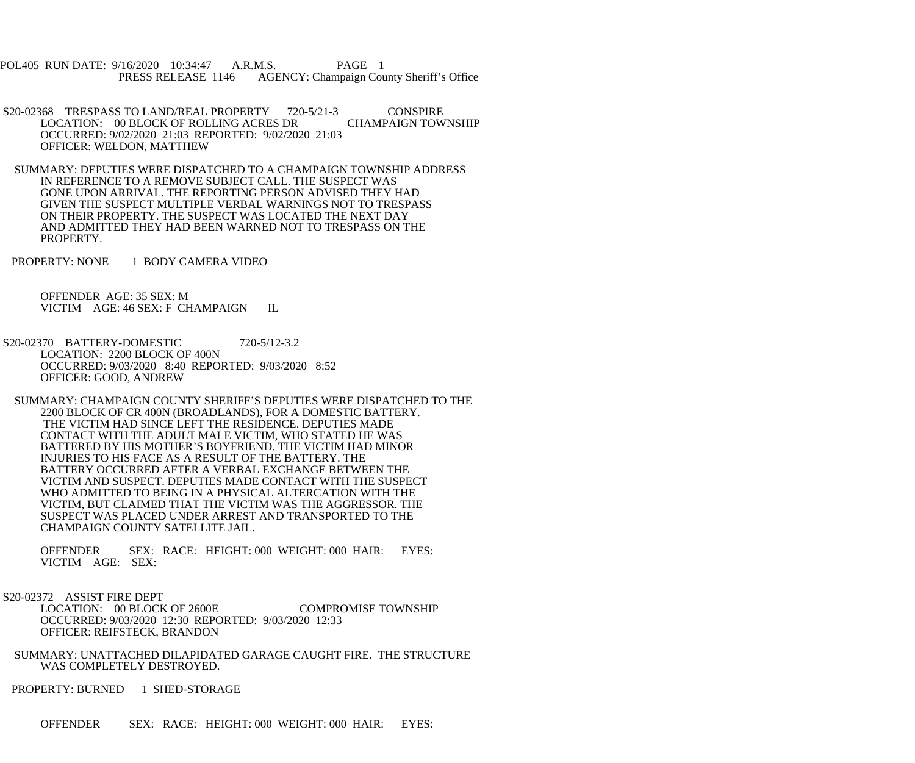POL405 RUN DATE: 9/16/2020 10:34:47 A.R.M.S. PAGE 1
PRESS RELEASE 1146 AGENCY: Champaign County Sheriff's Office

S20-02368 TRESPASS TO LAND/REAL PROPERTY 720-5/21-3 CONSPIRE
LOCATION: 00 BLOCK OF ROLLING ACRES DR CHAMPAIGN TOWNSHIP
OCCURRED: 9/02/2020 21:03 REPORTED: 9/02/2020 21:03
OFFICER: WELDON, MATTHEW

SUMMARY: DEPUTIES WERE DISPATCHED TO A CHAMPAIGN TOWNSHIP ADDRESS IN REFERENCE TO A REMOVE SUBJECT CALL. THE SUSPECT WAS GONE UPON ARRIVAL. THE REPORTING PERSON ADVISED THEY HAD GIVEN THE SUSPECT MULTIPLE VERBAL WARNINGS NOT TO TRESPASS ON THEIR PROPERTY. THE SUSPECT WAS LOCATED THE NEXT DAY AND ADMITTED THEY HAD BEEN WARNED NOT TO TRESPASS ON THE PROPERTY.

PROPERTY: NONE 1 BODY CAMERA VIDEO

OFFENDER AGE: 35 SEX: M
VICTIM AGE: 46 SEX: F CHAMPAIGN IL

S20-02370 BATTERY-DOMESTIC 720-5/12-3.2
LOCATION: 2200 BLOCK OF 400N
OCCURRED: 9/03/2020 8:40 REPORTED: 9/03/2020 8:52
OFFICER: GOOD, ANDREW

SUMMARY: CHAMPAIGN COUNTY SHERIFF'S DEPUTIES WERE DISPATCHED TO THE 2200 BLOCK OF CR 400N (BROADLANDS), FOR A DOMESTIC BATTERY. THE VICTIM HAD SINCE LEFT THE RESIDENCE. DEPUTIES MADE CONTACT WITH THE ADULT MALE VICTIM, WHO STATED HE WAS BATTERED BY HIS MOTHER'S BOYFRIEND. THE VICTIM HAD MINOR INJURIES TO HIS FACE AS A RESULT OF THE BATTERY. THE BATTERY OCCURRED AFTER A VERBAL EXCHANGE BETWEEN THE VICTIM AND SUSPECT. DEPUTIES MADE CONTACT WITH THE SUSPECT WHO ADMITTED TO BEING IN A PHYSICAL ALTERCATION WITH THE VICTIM, BUT CLAIMED THAT THE VICTIM WAS THE AGGRESSOR. THE SUSPECT WAS PLACED UNDER ARREST AND TRANSPORTED TO THE CHAMPAIGN COUNTY SATELLITE JAIL.

OFFENDER SEX: RACE: HEIGHT: 000 WEIGHT: 000 HAIR: EYES:
VICTIM AGE: SEX:

S20-02372 ASSIST FIRE DEPT
LOCATION: 00 BLOCK OF 2600E COMPROMISE TOWNSHIP
OCCURRED: 9/03/2020 12:30 REPORTED: 9/03/2020 12:33
OFFICER: REIFSTECK, BRANDON

SUMMARY: UNATTACHED DILAPIDATED GARAGE CAUGHT FIRE. THE STRUCTURE WAS COMPLETELY DESTROYED.

PROPERTY: BURNED 1 SHED-STORAGE

OFFENDER SEX: RACE: HEIGHT: 000 WEIGHT: 000 HAIR: EYES: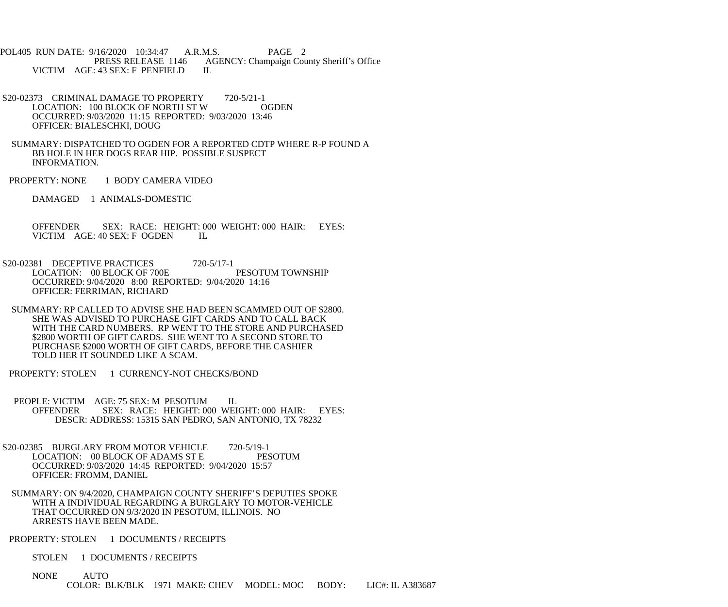POL405 RUN DATE: 9/16/2020 10:34:47 A.R.M.S. PAGE 2
PRESS RELEASE 1146 AGENCY: Champaign County Sheriff's Office

VICTIM AGE: 43 SEX: F PENFIELD IL

S20-02373 CRIMINAL DAMAGE TO PROPERTY 720-5/21-1
LOCATION: 100 BLOCK OF NORTH ST W OGDEN
OCCURRED: 9/03/2020 11:15 REPORTED: 9/03/2020 13:46
OFFICER: BIALESCHKI, DOUG

SUMMARY: DISPATCHED TO OGDEN FOR A REPORTED CDTP WHERE R-P FOUND A BB HOLE IN HER DOGS REAR HIP. POSSIBLE SUSPECT INFORMATION.

PROPERTY: NONE 1 BODY CAMERA VIDEO

DAMAGED 1 ANIMALS-DOMESTIC

OFFENDER SEX: RACE: HEIGHT: 000 WEIGHT: 000 HAIR: EYES:
VICTIM AGE: 40 SEX: F OGDEN IL

S20-02381 DECEPTIVE PRACTICES 720-5/17-1
LOCATION: 00 BLOCK OF 700E PESOTUM TOWNSHIP
OCCURRED: 9/04/2020 8:00 REPORTED: 9/04/2020 14:16
OFFICER: FERRIMAN, RICHARD

SUMMARY: RP CALLED TO ADVISE SHE HAD BEEN SCAMMED OUT OF $2800. SHE WAS ADVISED TO PURCHASE GIFT CARDS AND TO CALL BACK WITH THE CARD NUMBERS. RP WENT TO THE STORE AND PURCHASED $2800 WORTH OF GIFT CARDS. SHE WENT TO A SECOND STORE TO PURCHASE $2000 WORTH OF GIFT CARDS, BEFORE THE CASHIER TOLD HER IT SOUNDED LIKE A SCAM.

PROPERTY: STOLEN 1 CURRENCY-NOT CHECKS/BOND

PEOPLE: VICTIM AGE: 75 SEX: M PESOTUM IL
OFFENDER SEX: RACE: HEIGHT: 000 WEIGHT: 000 HAIR: EYES:
DESCR: ADDRESS: 15315 SAN PEDRO, SAN ANTONIO, TX 78232

S20-02385 BURGLARY FROM MOTOR VEHICLE 720-5/19-1
LOCATION: 00 BLOCK OF ADAMS ST E PESOTUM
OCCURRED: 9/03/2020 14:45 REPORTED: 9/04/2020 15:57
OFFICER: FROMM, DANIEL

SUMMARY: ON 9/4/2020, CHAMPAIGN COUNTY SHERIFF'S DEPUTIES SPOKE WITH A INDIVIDUAL REGARDING A BURGLARY TO MOTOR-VEHICLE THAT OCCURRED ON 9/3/2020 IN PESOTUM, ILLINOIS. NO ARRESTS HAVE BEEN MADE.

PROPERTY: STOLEN 1 DOCUMENTS / RECEIPTS

STOLEN 1 DOCUMENTS / RECEIPTS

NONE AUTO
COLOR: BLK/BLK 1971 MAKE: CHEV MODEL: MOC BODY: LIC#: IL A383687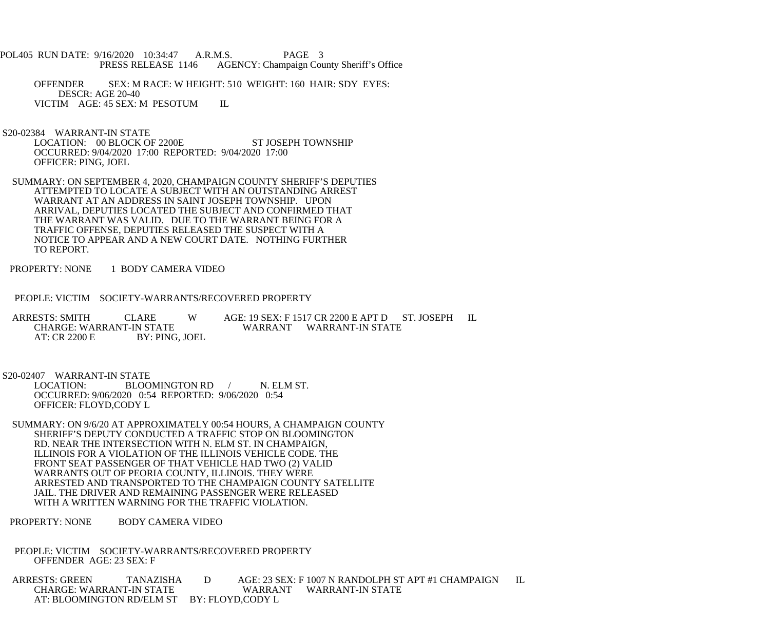OFFENDER SEX: M RACE: W HEIGHT: 510 WEIGHT: 160 HAIR: SDY EYES:
DESCR: AGE 20-40
VICTIM AGE: 45 SEX: M PESOTUM IL

S20-02384 WARRANT-IN STATE
LOCATION: 00 BLOCK OF 2200E ST JOSEPH TOWNSHIP
OCCURRED: 9/04/2020 17:00 REPORTED: 9/04/2020 17:00
OFFICER: PING, JOEL

SUMMARY: ON SEPTEMBER 4, 2020, CHAMPAIGN COUNTY SHERIFF'S DEPUTIES ATTEMPTED TO LOCATE A SUBJECT WITH AN OUTSTANDING ARREST WARRANT AT AN ADDRESS IN SAINT JOSEPH TOWNSHIP. UPON ARRIVAL, DEPUTIES LOCATED THE SUBJECT AND CONFIRMED THAT THE WARRANT WAS VALID. DUE TO THE WARRANT BEING FOR A TRAFFIC OFFENSE, DEPUTIES RELEASED THE SUSPECT WITH A NOTICE TO APPEAR AND A NEW COURT DATE. NOTHING FURTHER TO REPORT.

PROPERTY: NONE 1 BODY CAMERA VIDEO

PEOPLE: VICTIM SOCIETY-WARRANTS/RECOVERED PROPERTY

ARRESTS: SMITH CLARE W AGE: 19 SEX: F 1517 CR 2200 E APT D ST. JOSEPH IL
CHARGE: WARRANT-IN STATE WARRANT WARRANT-IN STATE
AT: CR 2200 E BY: PING, JOEL

S20-02407 WARRANT-IN STATE
LOCATION: BLOOMINGTON RD / N. ELM ST.
OCCURRED: 9/06/2020 0:54 REPORTED: 9/06/2020 0:54
OFFICER: FLOYD,CODY L

SUMMARY: ON 9/6/20 AT APPROXIMATELY 00:54 HOURS, A CHAMPAIGN COUNTY SHERIFF'S DEPUTY CONDUCTED A TRAFFIC STOP ON BLOOMINGTON RD. NEAR THE INTERSECTION WITH N. ELM ST. IN CHAMPAIGN, ILLINOIS FOR A VIOLATION OF THE ILLINOIS VEHICLE CODE. THE FRONT SEAT PASSENGER OF THAT VEHICLE HAD TWO (2) VALID WARRANTS OUT OF PEORIA COUNTY, ILLINOIS. THEY WERE ARRESTED AND TRANSPORTED TO THE CHAMPAIGN COUNTY SATELLITE JAIL. THE DRIVER AND REMAINING PASSENGER WERE RELEASED WITH A WRITTEN WARNING FOR THE TRAFFIC VIOLATION.

PROPERTY: NONE BODY CAMERA VIDEO

PEOPLE: VICTIM SOCIETY-WARRANTS/RECOVERED PROPERTY
OFFENDER AGE: 23 SEX: F

ARRESTS: GREEN TANAZISHA D AGE: 23 SEX: F 1007 N RANDOLPH ST APT #1 CHAMPAIGN IL
CHARGE: WARRANT-IN STATE WARRANT WARRANT-IN STATE
AT: BLOOMINGTON RD/ELM ST BY: FLOYD,CODY L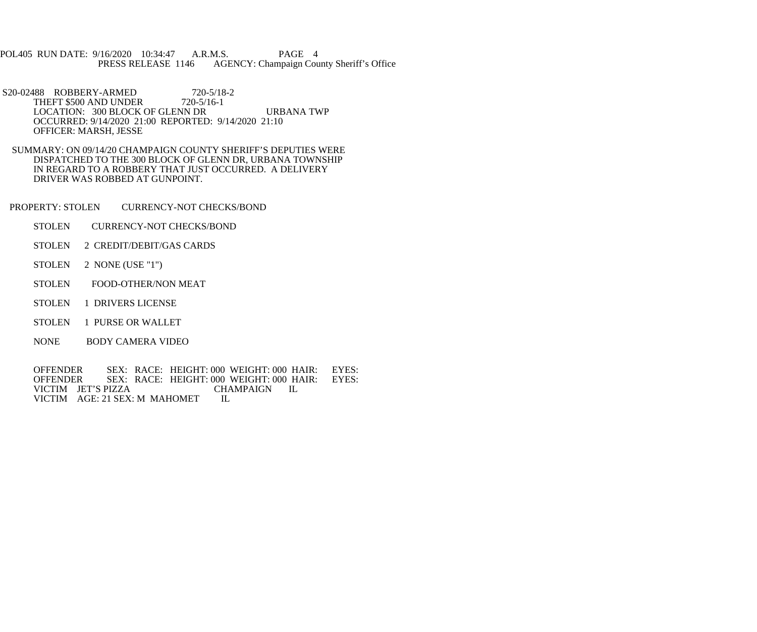S20-02488 ROBBERY-ARMED 720-5/18-2
THEFT $500 AND UNDER 720-5/16-1
LOCATION: 300 BLOCK OF GLENN DR URBANA TWP
OCCURRED: 9/14/2020 21:00 REPORTED: 9/14/2020 21:10
OFFICER: MARSH, JESSE

SUMMARY: ON 09/14/20 CHAMPAIGN COUNTY SHERIFF'S DEPUTIES WERE DISPATCHED TO THE 300 BLOCK OF GLENN DR, URBANA TOWNSHIP IN REGARD TO A ROBBERY THAT JUST OCCURRED. A DELIVERY DRIVER WAS ROBBED AT GUNPOINT.

PROPERTY: STOLEN CURRENCY-NOT CHECKS/BOND

STOLEN CURRENCY-NOT CHECKS/BOND

STOLEN 2 CREDIT/DEBIT/GAS CARDS

STOLEN 2 NONE (USE "1")

STOLEN FOOD-OTHER/NON MEAT

STOLEN 1 DRIVERS LICENSE

STOLEN 1 PURSE OR WALLET

NONE BODY CAMERA VIDEO

OFFENDER SEX: RACE: HEIGHT: 000 WEIGHT: 000 HAIR: EYES:
OFFENDER SEX: RACE: HEIGHT: 000 WEIGHT: 000 HAIR: EYES:
VICTIM JET'S PIZZA CHAMPAIGN IL
VICTIM AGE: 21 SEX: M MAHOMET IL